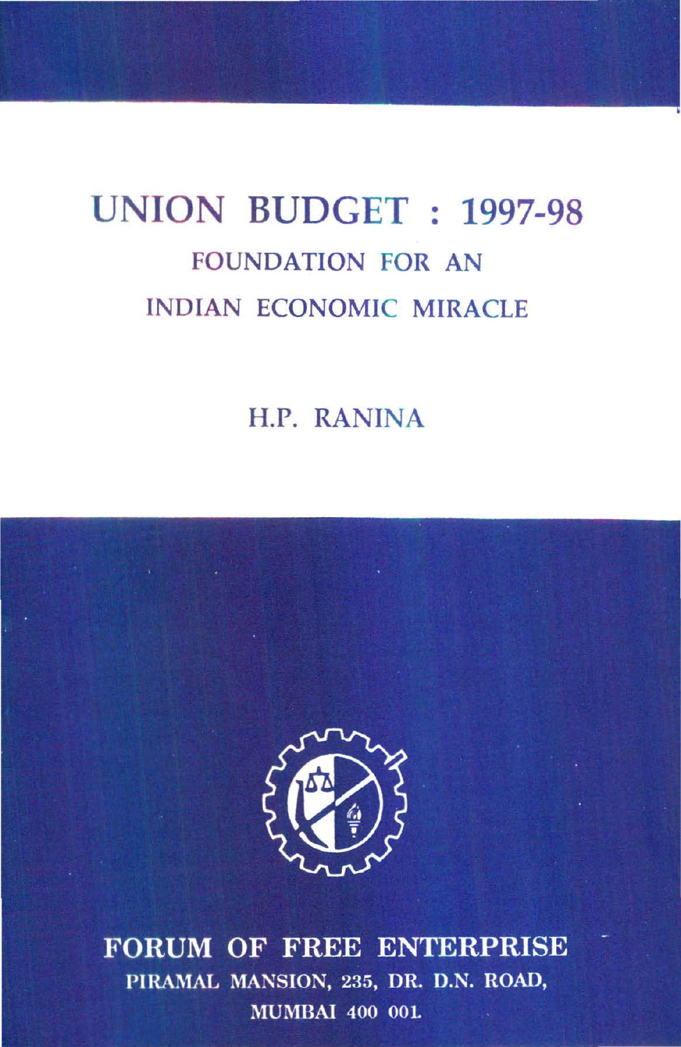# UNION BUDGET : 1997-98

## FOUNDATION FOR AN INDIAN ECONOMIC MIRACLE

H.P. RANINA

**FORUM OF FREE ENTERPRISE**

PIRAMAL MANSION, 235, DR. D.N. ROAD,

MUMBAI 400 001.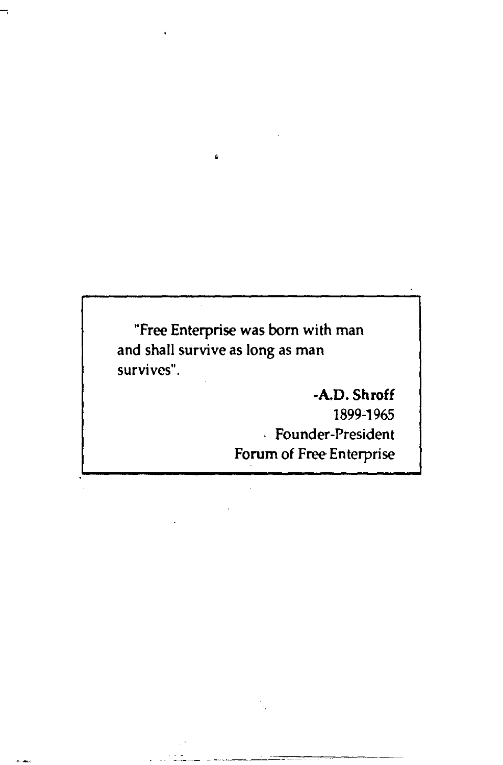"Free Enterprise was born with man and shall survive as long as man survives".

**-A.D. Shroff**
1899-1965
Founder-President
Forum of Free Enterprise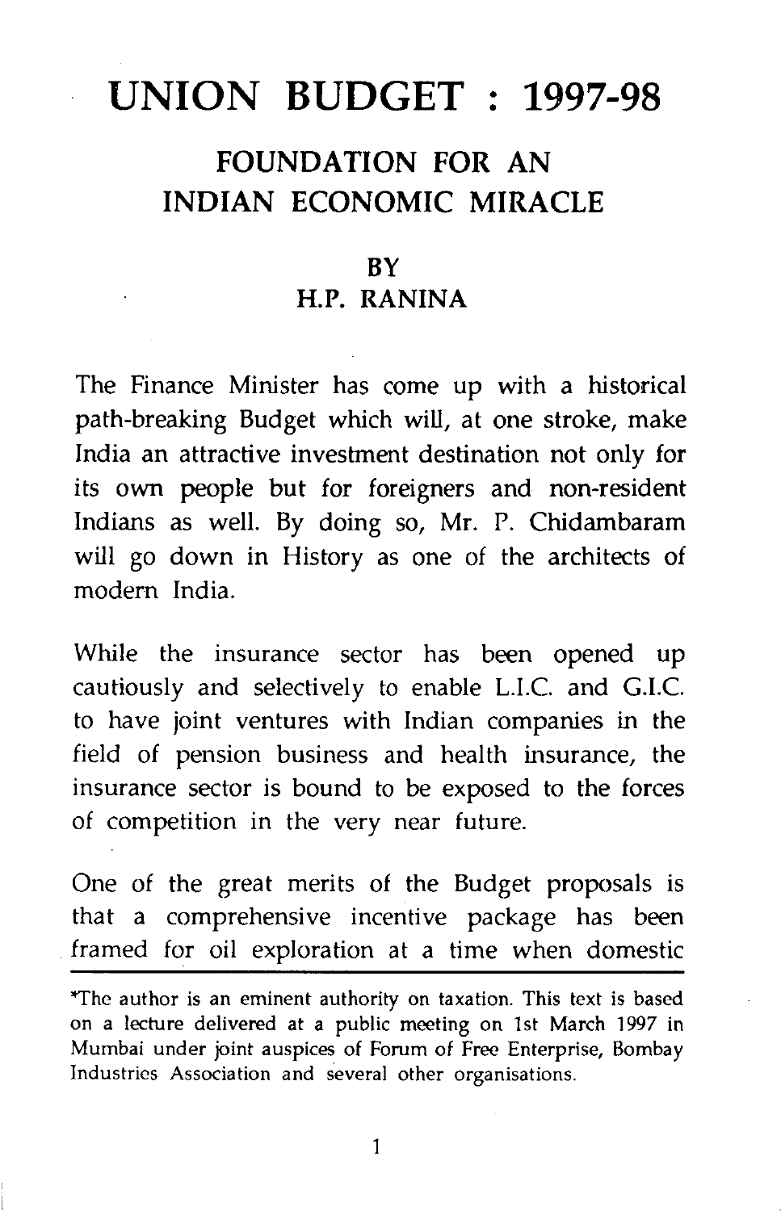# UNION BUDGET : 1997-98

## FOUNDATION FOR AN INDIAN ECONOMIC MIRACLE

### BY
### H.P. RANINA

The Finance Minister has come up with a historical path-breaking Budget which will, at one stroke, make India an attractive investment destination not only for its own people but for foreigners and non-resident Indians as well. By doing so, Mr. P. Chidambaram will go down in History as one of the architects of modern India.

While the insurance sector has been opened up cautiously and selectively to enable L.I.C. and G.I.C. to have joint ventures with Indian companies in the field of pension business and health insurance, the insurance sector is bound to be exposed to the forces of competition in the very near future.

One of the great merits of the Budget proposals is that a comprehensive incentive package has been framed for oil exploration at a time when domestic

---

*The author is an eminent authority on taxation. This text is based on a lecture delivered at a public meeting on 1st March 1997 in Mumbai under joint auspices of Forum of Free Enterprise, Bombay Industries Association and several other organisations.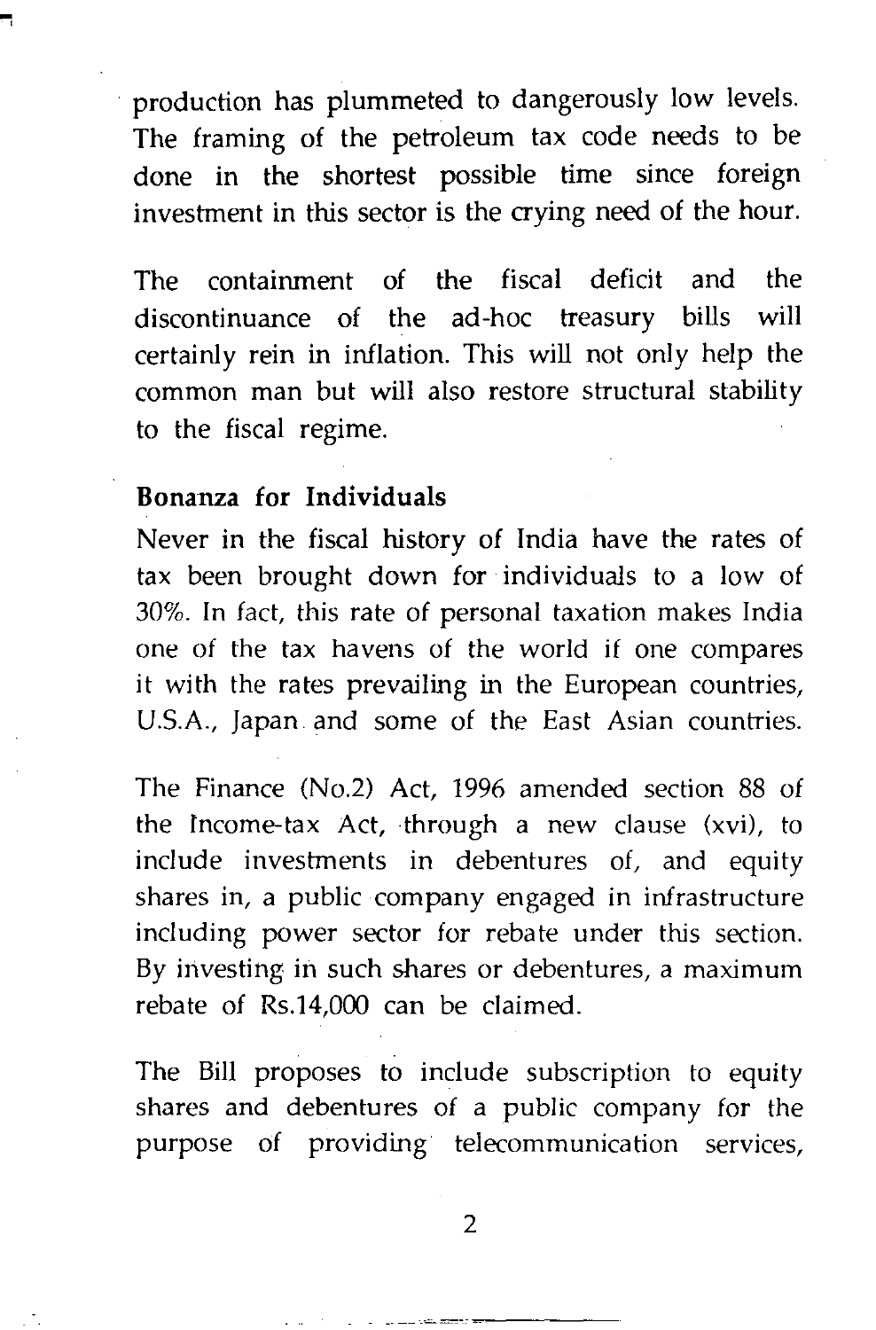production has plummeted to dangerously low levels. The framing of the petroleum tax code needs to be done in the shortest possible time since foreign investment in this sector is the crying need of the hour.

The containment of the fiscal deficit and the discontinuance of the ad-hoc treasury bills will certainly rein in inflation. This will not only help the common man but will also restore structural stability to the fiscal regime.

**Bonanza for Individuals**

Never in the fiscal history of India have the rates of tax been brought down for individuals to a low of 30%. In fact, this rate of personal taxation makes India one of the tax havens of the world if one compares it with the rates prevailing in the European countries, U.S.A., Japan and some of the East Asian countries.

The Finance (No.2) Act, 1996 amended section 88 of the Income-tax Act, through a new clause (xvi), to include investments in debentures of, and equity shares in, a public company engaged in infrastructure including power sector for rebate under this section. By investing in such shares or debentures, a maximum rebate of Rs.14,000 can be claimed.

The Bill proposes to include subscription to equity shares and debentures of a public company for the purpose of providing telecommunication services,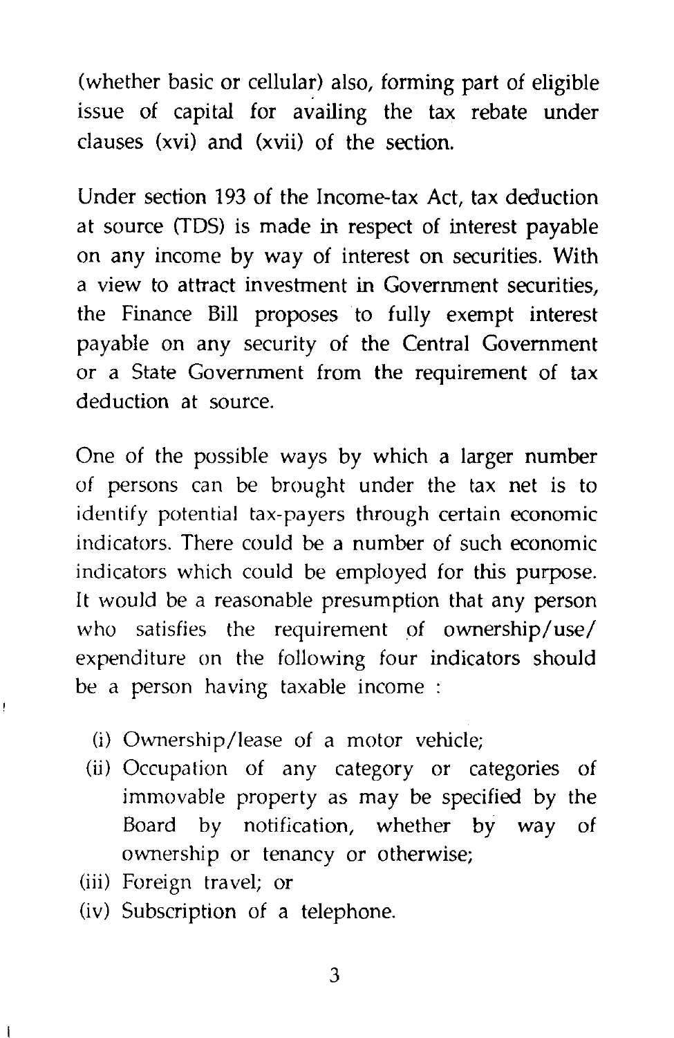(whether basic or cellular) also, forming part of eligible issue of capital for availing the tax rebate under clauses (xvi) and (xvii) of the section.

Under section 193 of the Income-tax Act, tax deduction at source (TDS) is made in respect of interest payable on any income by way of interest on securities. With a view to attract investment in Government securities, the Finance Bill proposes to fully exempt interest payable on any security of the Central Government or a State Government from the requirement of tax deduction at source.

One of the possible ways by which a larger number of persons can be brought under the tax net is to identify potential tax-payers through certain economic indicators. There could be a number of such economic indicators which could be employed for this purpose. It would be a reasonable presumption that any person who satisfies the requirement of ownership/use/expenditure on the following four indicators should be a person having taxable income :

- (i) Ownership/lease of a motor vehicle;
- (ii) Occupation of any category or categories of immovable property as may be specified by the Board by notification, whether by way of ownership or tenancy or otherwise;
- (iii) Foreign travel; or
- (iv) Subscription of a telephone.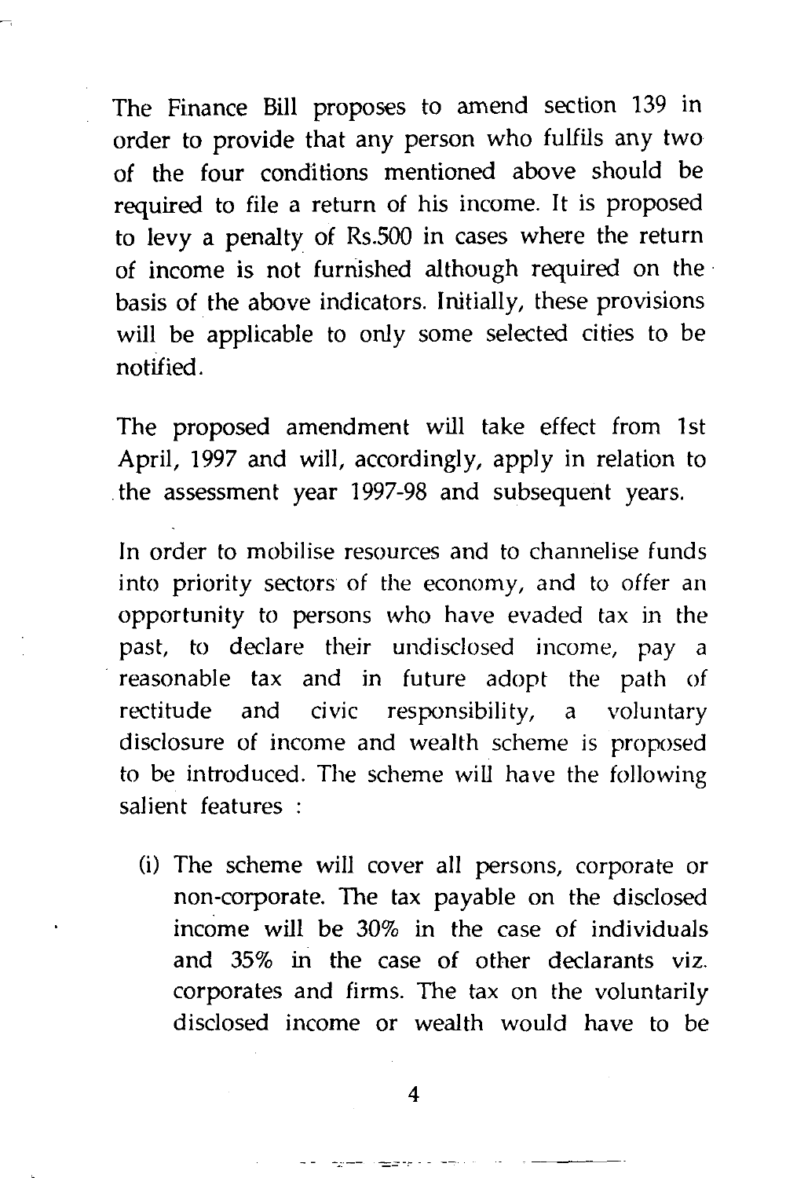The Finance Bill proposes to amend section 139 in order to provide that any person who fulfils any two of the four conditions mentioned above should be required to file a return of his income. It is proposed to levy a penalty of Rs.500 in cases where the return of income is not furnished although required on the basis of the above indicators. Initially, these provisions will be applicable to only some selected cities to be notified.

The proposed amendment will take effect from 1st April, 1997 and will, accordingly, apply in relation to the assessment year 1997-98 and subsequent years.

In order to mobilise resources and to channelise funds into priority sectors of the economy, and to offer an opportunity to persons who have evaded tax in the past, to declare their undisclosed income, pay a reasonable tax and in future adopt the path of rectitude and civic responsibility, a voluntary disclosure of income and wealth scheme is proposed to be introduced. The scheme will have the following salient features :

(i) The scheme will cover all persons, corporate or non-corporate. The tax payable on the disclosed income will be 30% in the case of individuals and 35% in the case of other declarants viz. corporates and firms. The tax on the voluntarily disclosed income or wealth would have to be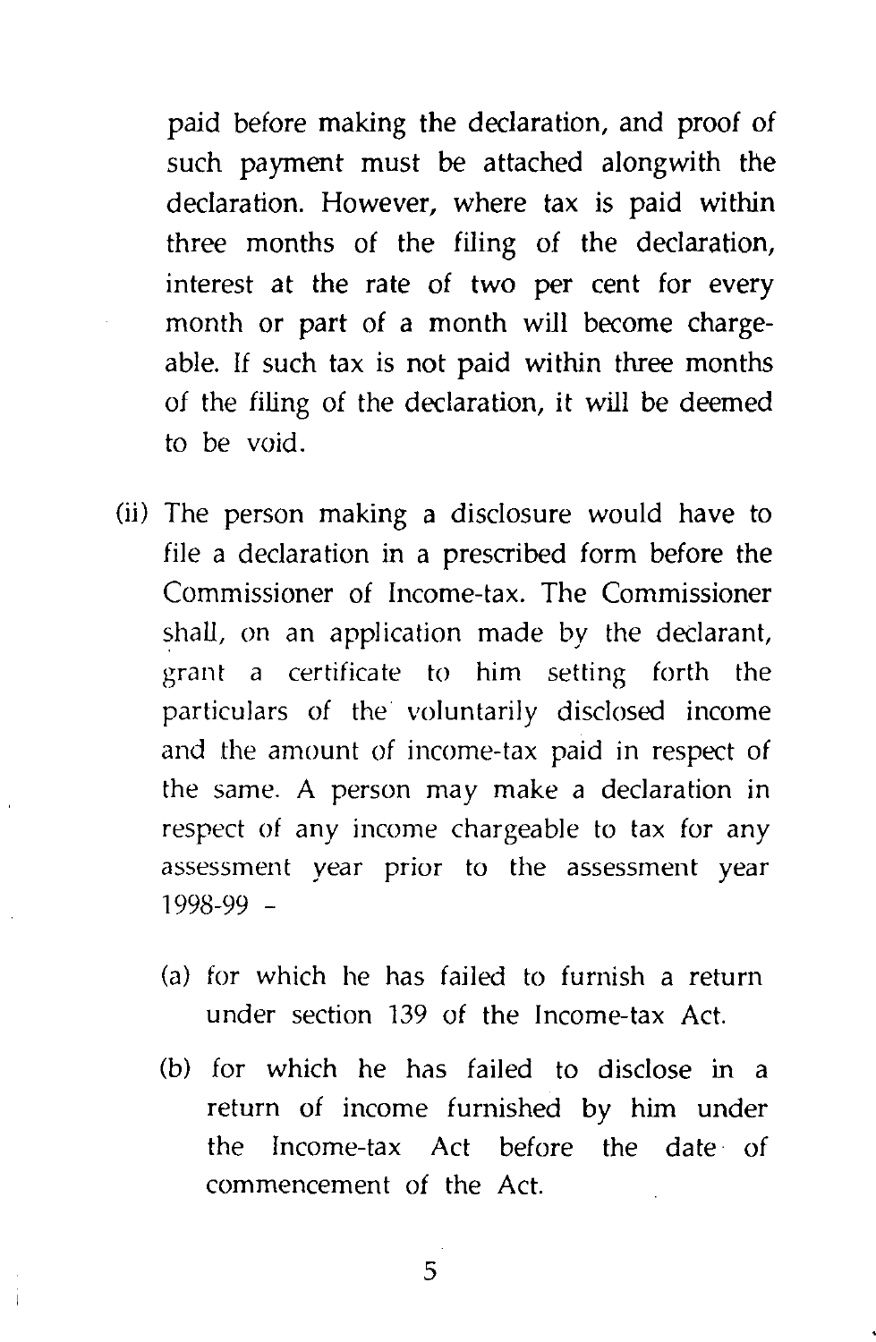paid before making the declaration, and proof of such payment must be attached alongwith the declaration. However, where tax is paid within three months of the filing of the declaration, interest at the rate of two per cent for every month or part of a month will become chargeable. If such tax is not paid within three months of the filing of the declaration, it will be deemed to be void.

(ii) The person making a disclosure would have to file a declaration in a prescribed form before the Commissioner of Income-tax. The Commissioner shall, on an application made by the declarant, grant a certificate to him setting forth the particulars of the voluntarily disclosed income and the amount of income-tax paid in respect of the same. A person may make a declaration in respect of any income chargeable to tax for any assessment year prior to the assessment year 1998-99 -

   (a) for which he has failed to furnish a return under section 139 of the Income-tax Act.

   (b) for which he has failed to disclose in a return of income furnished by him under the Income-tax Act before the date of commencement of the Act.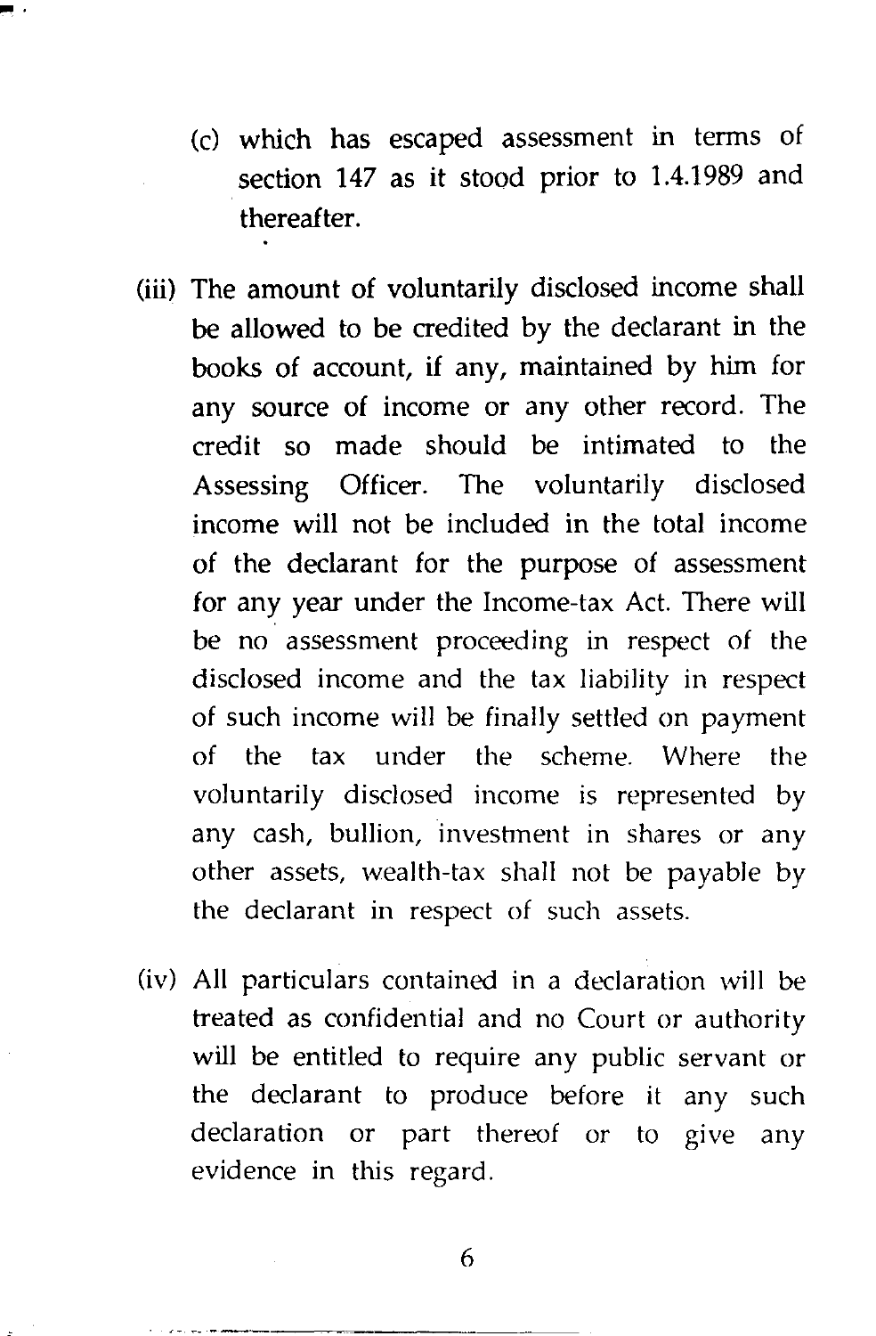(c) which has escaped assessment in terms of section 147 as it stood prior to 1.4.1989 and thereafter.

(iii) The amount of voluntarily disclosed income shall be allowed to be credited by the declarant in the books of account, if any, maintained by him for any source of income or any other record. The credit so made should be intimated to the Assessing Officer. The voluntarily disclosed income will not be included in the total income of the declarant for the purpose of assessment for any year under the Income-tax Act. There will be no assessment proceeding in respect of the disclosed income and the tax liability in respect of such income will be finally settled on payment of the tax under the scheme. Where the voluntarily disclosed income is represented by any cash, bullion, investment in shares or any other assets, wealth-tax shall not be payable by the declarant in respect of such assets.

(iv) All particulars contained in a declaration will be treated as confidential and no Court or authority will be entitled to require any public servant or the declarant to produce before it any such declaration or part thereof or to give any evidence in this regard.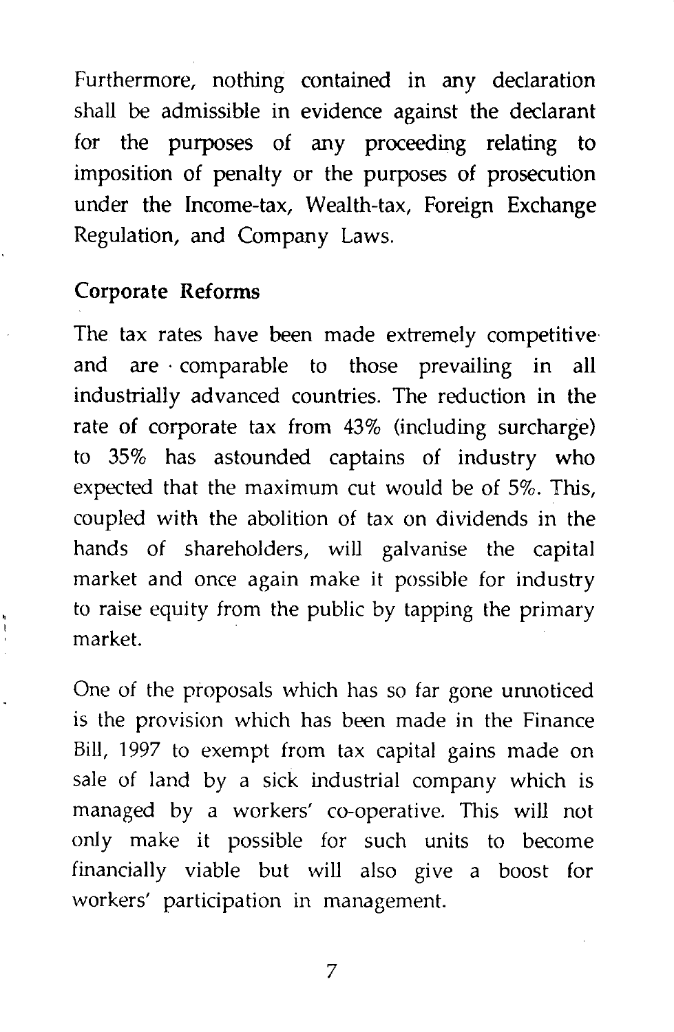Furthermore, nothing contained in any declaration shall be admissible in evidence against the declarant for the purposes of any proceeding relating to imposition of penalty or the purposes of prosecution under the Income-tax, Wealth-tax, Foreign Exchange Regulation, and Company Laws.

## Corporate Reforms

The tax rates have been made extremely competitive and are comparable to those prevailing in all industrially advanced countries. The reduction in the rate of corporate tax from 43% (including surcharge) to 35% has astounded captains of industry who expected that the maximum cut would be of 5%. This, coupled with the abolition of tax on dividends in the hands of shareholders, will galvanise the capital market and once again make it possible for industry to raise equity from the public by tapping the primary market.

One of the proposals which has so far gone unnoticed is the provision which has been made in the Finance Bill, 1997 to exempt from tax capital gains made on sale of land by a sick industrial company which is managed by a workers' co-operative. This will not only make it possible for such units to become financially viable but will also give a boost for workers' participation in management.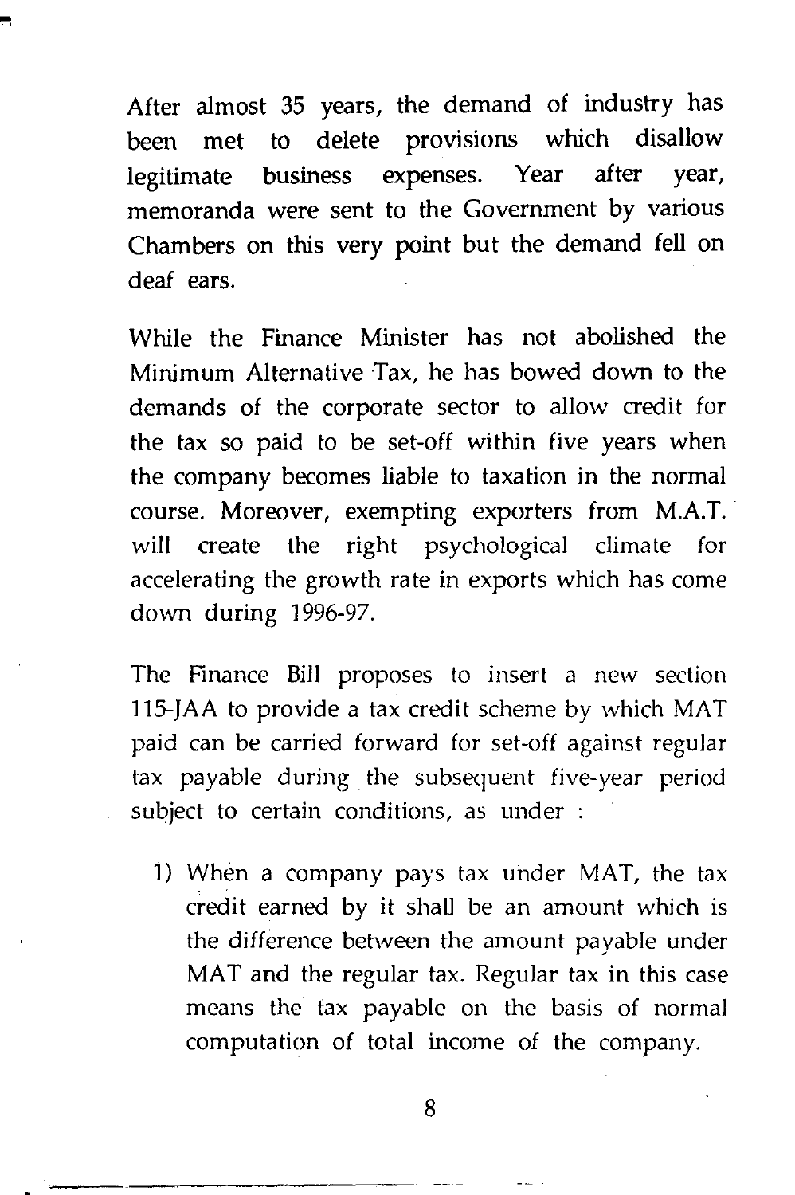After almost 35 years, the demand of industry has been met to delete provisions which disallow legitimate business expenses. Year after year, memoranda were sent to the Government by various Chambers on this very point but the demand fell on deaf ears.

While the Finance Minister has not abolished the Minimum Alternative Tax, he has bowed down to the demands of the corporate sector to allow credit for the tax so paid to be set-off within five years when the company becomes liable to taxation in the normal course. Moreover, exempting exporters from M.A.T. will create the right psychological climate for accelerating the growth rate in exports which has come down during 1996-97.

The Finance Bill proposes to insert a new section 115-JAA to provide a tax credit scheme by which MAT paid can be carried forward for set-off against regular tax payable during the subsequent five-year period subject to certain conditions, as under :

1) When a company pays tax under MAT, the tax credit earned by it shall be an amount which is the difference between the amount payable under MAT and the regular tax. Regular tax in this case means the tax payable on the basis of normal computation of total income of the company.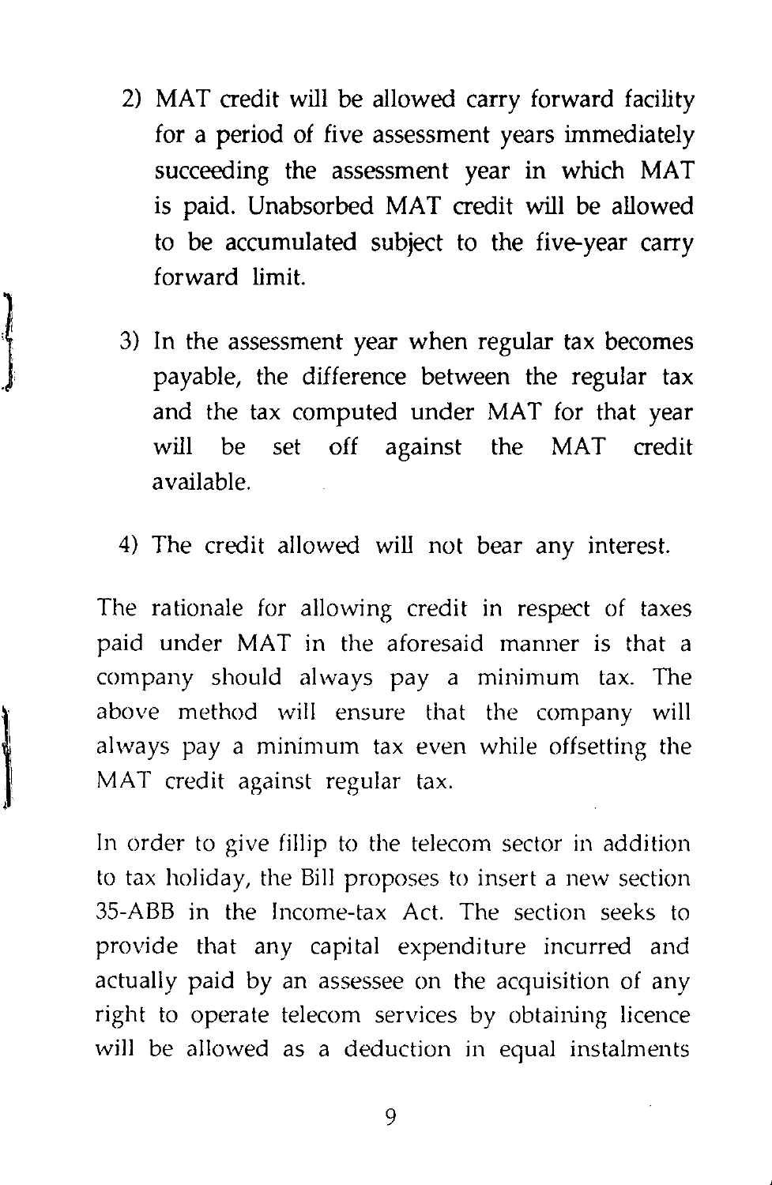2) MAT credit will be allowed carry forward facility for a period of five assessment years immediately succeeding the assessment year in which MAT is paid. Unabsorbed MAT credit will be allowed to be accumulated subject to the five-year carry forward limit.

3) In the assessment year when regular tax becomes payable, the difference between the regular tax and the tax computed under MAT for that year will be set off against the MAT credit available.

4) The credit allowed will not bear any interest.

The rationale for allowing credit in respect of taxes paid under MAT in the aforesaid manner is that a company should always pay a minimum tax. The above method will ensure that the company will always pay a minimum tax even while offsetting the MAT credit against regular tax.

In order to give fillip to the telecom sector in addition to tax holiday, the Bill proposes to insert a new section 35-ABB in the Income-tax Act. The section seeks to provide that any capital expenditure incurred and actually paid by an assessee on the acquisition of any right to operate telecom services by obtaining licence will be allowed as a deduction in equal instalments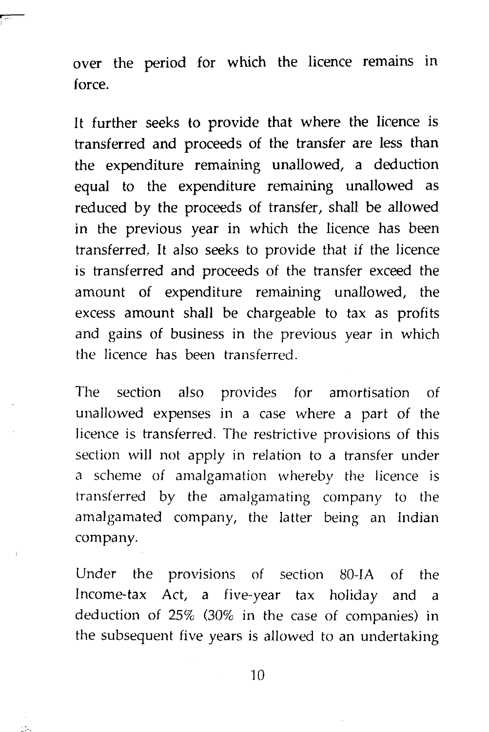over the period for which the licence remains in force.

It further seeks to provide that where the licence is transferred and proceeds of the transfer are less than the expenditure remaining unallowed, a deduction equal to the expenditure remaining unallowed as reduced by the proceeds of transfer, shall be allowed in the previous year in which the licence has been transferred. It also seeks to provide that if the licence is transferred and proceeds of the transfer exceed the amount of expenditure remaining unallowed, the excess amount shall be chargeable to tax as profits and gains of business in the previous year in which the licence has been transferred.

The section also provides for amortisation of unallowed expenses in a case where a part of the licence is transferred. The restrictive provisions of this section will not apply in relation to a transfer under a scheme of amalgamation whereby the licence is transferred by the amalgamating company to the amalgamated company, the latter being an Indian company.

Under the provisions of section 80-IA of the Income-tax Act, a five-year tax holiday and a deduction of 25% (30% in the case of companies) in the subsequent five years is allowed to an undertaking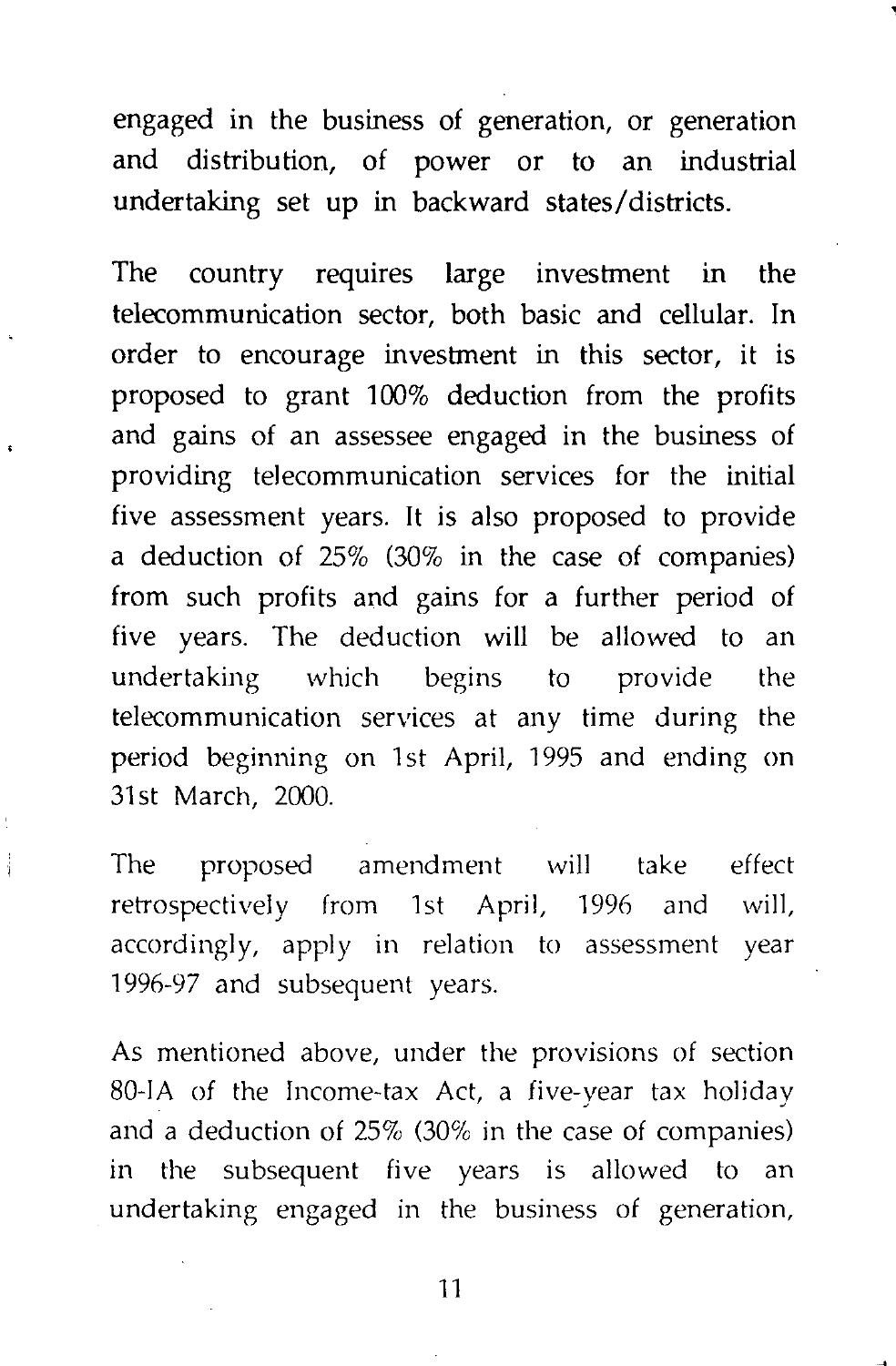engaged in the business of generation, or generation and distribution, of power or to an industrial undertaking set up in backward states/districts.

The country requires large investment in the telecommunication sector, both basic and cellular. In order to encourage investment in this sector, it is proposed to grant 100% deduction from the profits and gains of an assessee engaged in the business of providing telecommunication services for the initial five assessment years. It is also proposed to provide a deduction of 25% (30% in the case of companies) from such profits and gains for a further period of five years. The deduction will be allowed to an undertaking which begins to provide the telecommunication services at any time during the period beginning on 1st April, 1995 and ending on 31st March, 2000.

The proposed amendment will take effect retrospectively from 1st April, 1996 and will, accordingly, apply in relation to assessment year 1996-97 and subsequent years.

As mentioned above, under the provisions of section 80-IA of the Income-tax Act, a five-year tax holiday and a deduction of 25% (30% in the case of companies) in the subsequent five years is allowed to an undertaking engaged in the business of generation,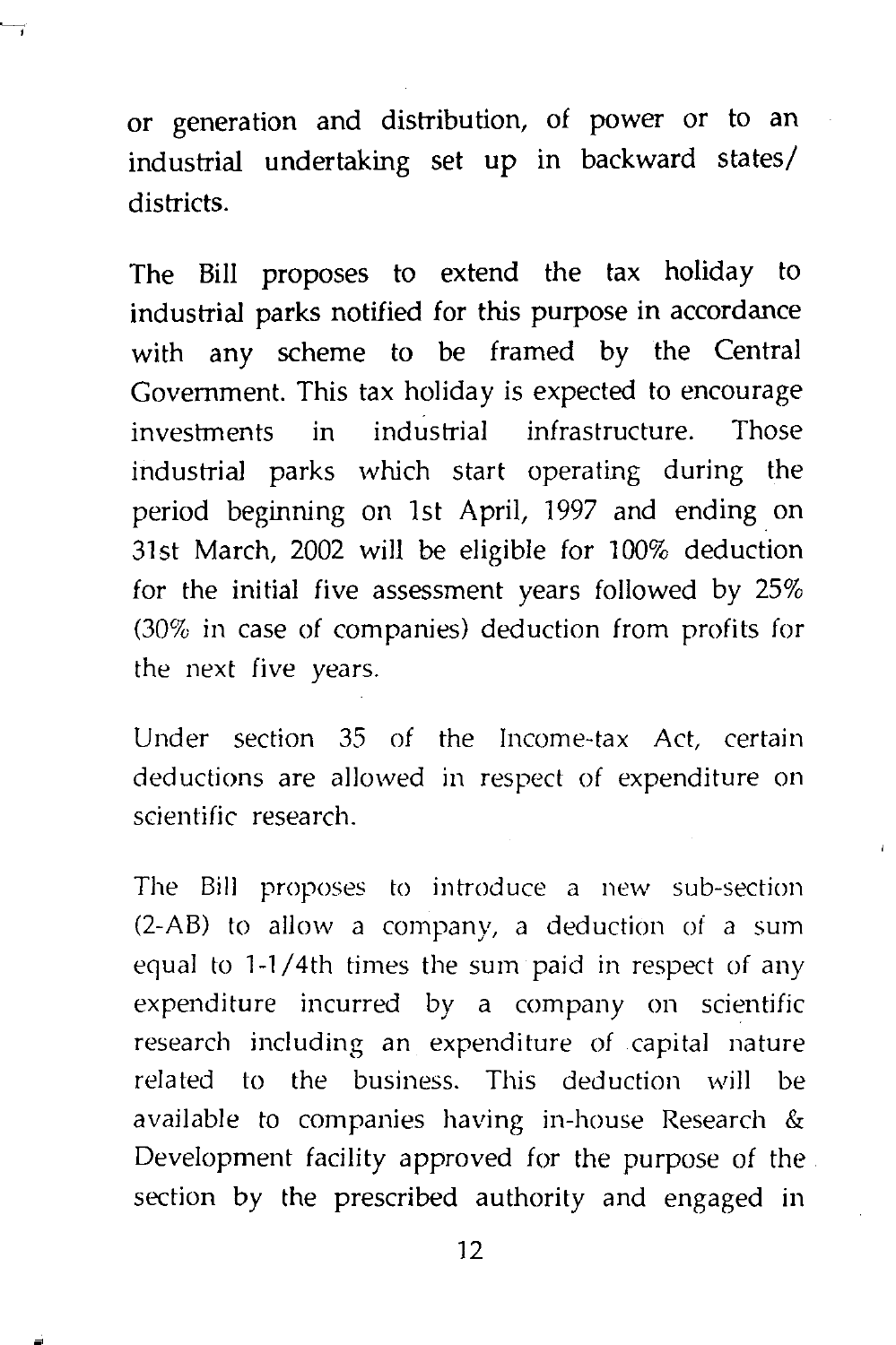or generation and distribution, of power or to an industrial undertaking set up in backward states/ districts.

The Bill proposes to extend the tax holiday to industrial parks notified for this purpose in accordance with any scheme to be framed by the Central Government. This tax holiday is expected to encourage investments in industrial infrastructure. Those industrial parks which start operating during the period beginning on 1st April, 1997 and ending on 31st March, 2002 will be eligible for 100% deduction for the initial five assessment years followed by 25% (30% in case of companies) deduction from profits for the next five years.

Under section 35 of the Income-tax Act, certain deductions are allowed in respect of expenditure on scientific research.

The Bill proposes to introduce a new sub-section (2-AB) to allow a company, a deduction of a sum equal to 1-1/4th times the sum paid in respect of any expenditure incurred by a company on scientific research including an expenditure of capital nature related to the business. This deduction will be available to companies having in-house Research & Development facility approved for the purpose of the section by the prescribed authority and engaged in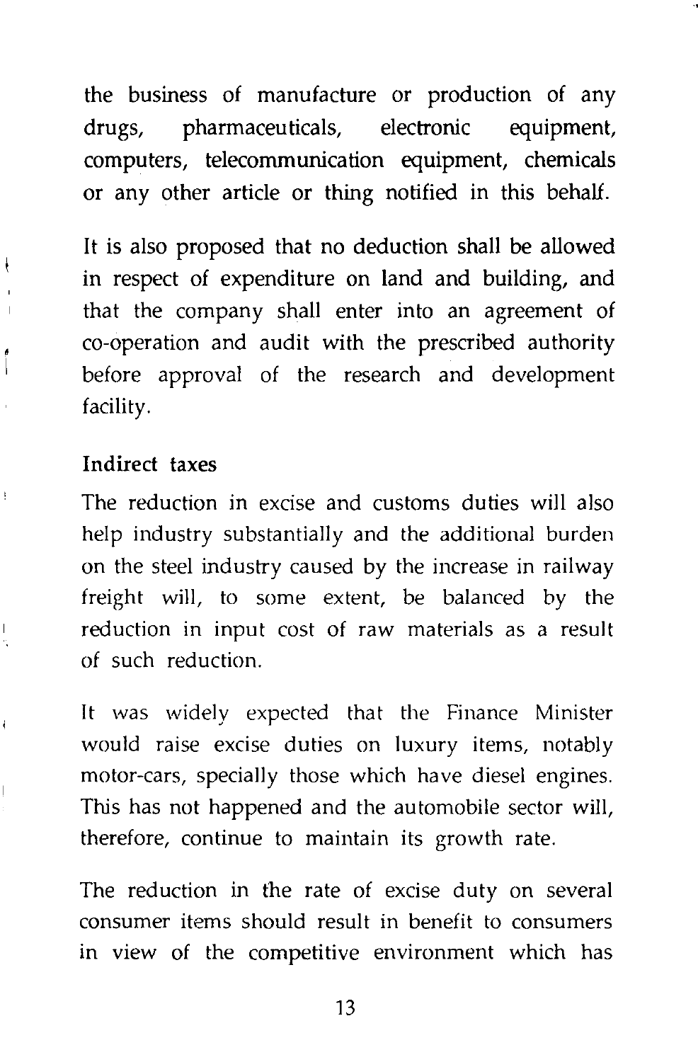the business of manufacture or production of any drugs, pharmaceuticals, electronic equipment, computers, telecommunication equipment, chemicals or any other article or thing notified in this behalf.

It is also proposed that no deduction shall be allowed in respect of expenditure on land and building, and that the company shall enter into an agreement of co-operation and audit with the prescribed authority before approval of the research and development facility.

**Indirect taxes**

The reduction in excise and customs duties will also help industry substantially and the additional burden on the steel industry caused by the increase in railway freight will, to some extent, be balanced by the reduction in input cost of raw materials as a result of such reduction.

It was widely expected that the Finance Minister would raise excise duties on luxury items, notably motor-cars, specially those which have diesel engines. This has not happened and the automobile sector will, therefore, continue to maintain its growth rate.

The reduction in the rate of excise duty on several consumer items should result in benefit to consumers in view of the competitive environment which has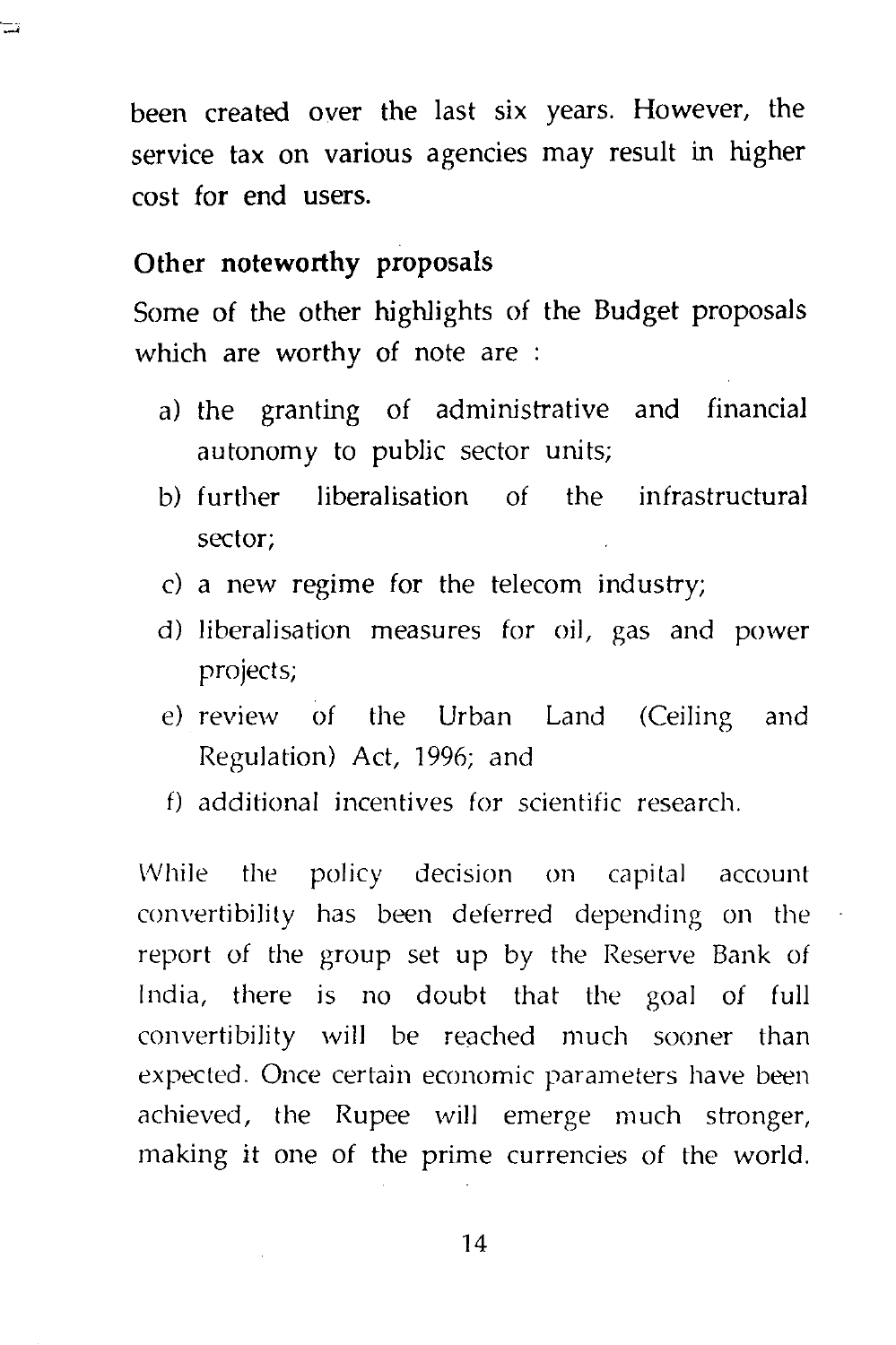been created over the last six years. However, the service tax on various agencies may result in higher cost for end users.

### Other noteworthy proposals

Some of the other highlights of the Budget proposals which are worthy of note are :

a) the granting of administrative and financial autonomy to public sector units;

b) further liberalisation of the infrastructural sector;

c) a new regime for the telecom industry;

d) liberalisation measures for oil, gas and power projects;

e) review of the Urban Land (Ceiling and Regulation) Act, 1996; and

f) additional incentives for scientific research.

While the policy decision on capital account convertibility has been deferred depending on the report of the group set up by the Reserve Bank of India, there is no doubt that the goal of full convertibility will be reached much sooner than expected. Once certain economic parameters have been achieved, the Rupee will emerge much stronger, making it one of the prime currencies of the world.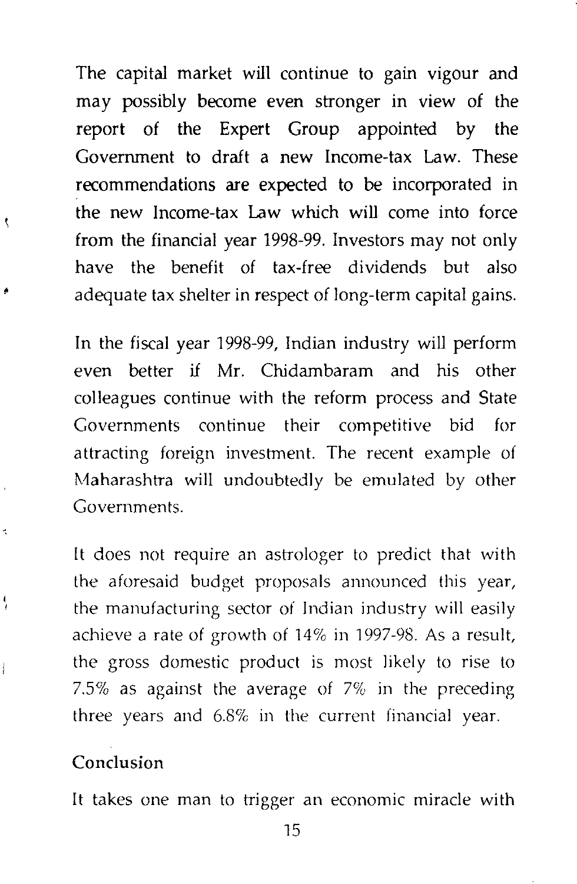The capital market will continue to gain vigour and may possibly become even stronger in view of the report of the Expert Group appointed by the Government to draft a new Income-tax Law. These recommendations are expected to be incorporated in the new Income-tax Law which will come into force from the financial year 1998-99. Investors may not only have the benefit of tax-free dividends but also adequate tax shelter in respect of long-term capital gains.

In the fiscal year 1998-99, Indian industry will perform even better if Mr. Chidambaram and his other colleagues continue with the reform process and State Governments continue their competitive bid for attracting foreign investment. The recent example of Maharashtra will undoubtedly be emulated by other Governments.

It does not require an astrologer to predict that with the aforesaid budget proposals announced this year, the manufacturing sector of Indian industry will easily achieve a rate of growth of 14% in 1997-98. As a result, the gross domestic product is most likely to rise to 7.5% as against the average of 7% in the preceding three years and 6.8% in the current financial year.

## Conclusion

It takes one man to trigger an economic miracle with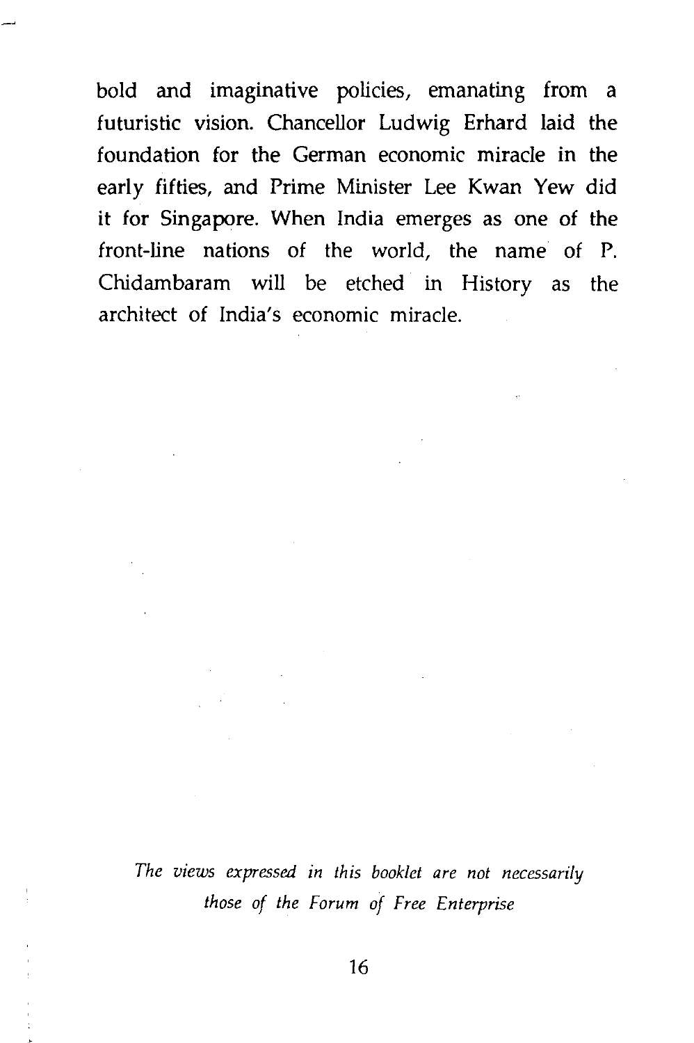bold and imaginative policies, emanating from a futuristic vision. Chancellor Ludwig Erhard laid the foundation for the German economic miracle in the early fifties, and Prime Minister Lee Kwan Yew did it for Singapore. When India emerges as one of the front-line nations of the world, the name of P. Chidambaram will be etched in History as the architect of India's economic miracle.

*The views expressed in this booklet are not necessarily those of the Forum of Free Enterprise*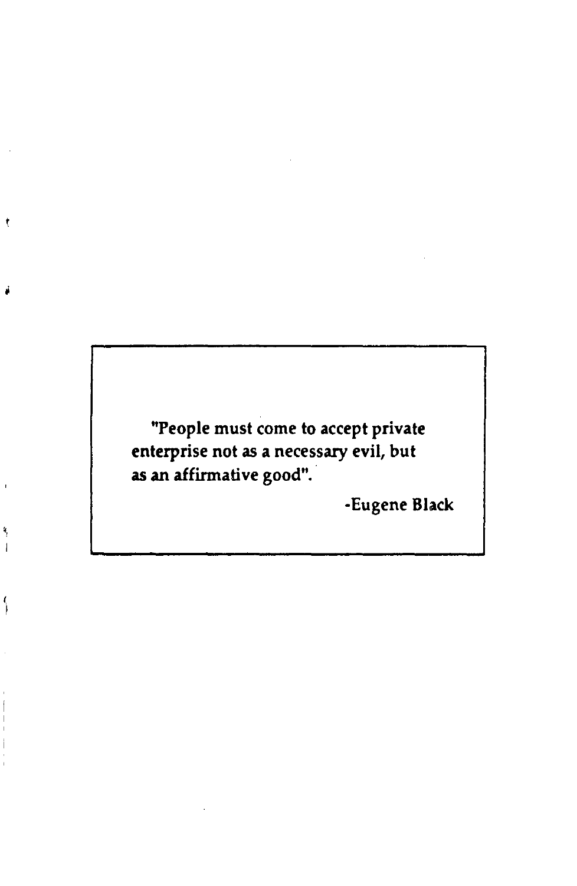> "People must come to accept private enterprise not as a necessary evil, but as an affirmative good".
>
> -Eugene Black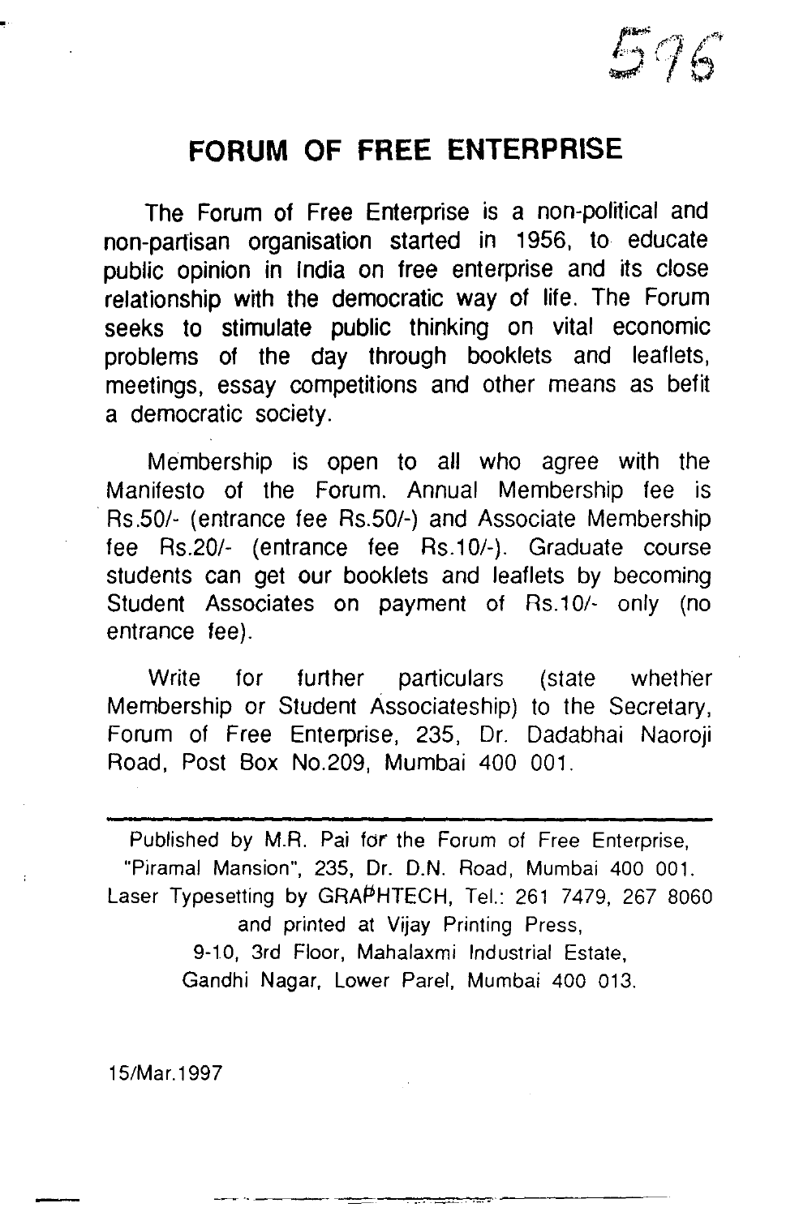# FORUM OF FREE ENTERPRISE

The Forum of Free Enterprise is a non-political and non-partisan organisation started in 1956, to educate public opinion in India on free enterprise and its close relationship with the democratic way of life. The Forum seeks to stimulate public thinking on vital economic problems of the day through booklets and leaflets, meetings, essay competitions and other means as befit a democratic society.

Membership is open to all who agree with the Manifesto of the Forum. Annual Membership fee is Rs.50/- (entrance fee Rs.50/-) and Associate Membership fee Rs.20/- (entrance fee Rs.10/-). Graduate course students can get our booklets and leaflets by becoming Student Associates on payment of Rs.10/- only (no entrance fee).

Write for further particulars (state whether Membership or Student Associateship) to the Secretary, Forum of Free Enterprise, 235, Dr. Dadabhai Naoroji Road, Post Box No.209, Mumbai 400 001.

---

Published by M.R. Pai for the Forum of Free Enterprise, "Piramal Mansion", 235, Dr. D.N. Road, Mumbai 400 001. Laser Typesetting by GRAPHTECH, Tel.: 261 7479, 267 8060 and printed at Vijay Printing Press, 9-10, 3rd Floor, Mahalaxmi Industrial Estate, Gandhi Nagar, Lower Parel, Mumbai 400 013.

15/Mar.1997